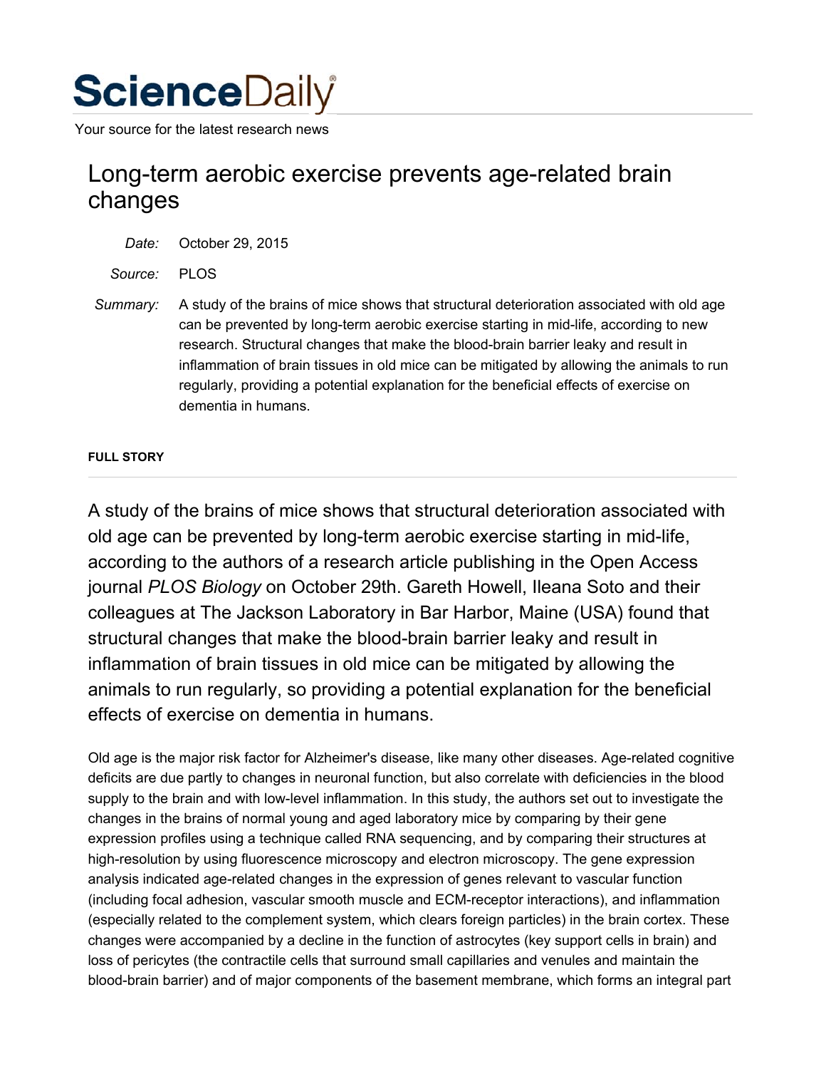# ScienceDaily

Your source for the latest research news

## Long-term aerobic exercise prevents age-related brain changes

*Date:* October 29, 2015

*Source:* PLOS

*Summary:* A study of the brains of mice shows that structural deterioration associated with old age can be prevented by long-term aerobic exercise starting in mid-life, according to new research. Structural changes that make the blood-brain barrier leaky and result in inflammation of brain tissues in old mice can be mitigated by allowing the animals to run regularly, providing a potential explanation for the beneficial effects of exercise on dementia in humans.

**FULL STORY**

A study of the brains of mice shows that structural deterioration associated with old age can be prevented by long-term aerobic exercise starting in mid-life, according to the authors of a research article publishing in the Open Access journal *PLOS Biology* on October 29th. Gareth Howell, Ileana Soto and their colleagues at The Jackson Laboratory in Bar Harbor, Maine (USA) found that structural changes that make the blood-brain barrier leaky and result in inflammation of brain tissues in old mice can be mitigated by allowing the animals to run regularly, so providing a potential explanation for the beneficial effects of exercise on dementia in humans.

Old age is the major risk factor for Alzheimer's disease, like many other diseases. Age-related cognitive deficits are due partly to changes in neuronal function, but also correlate with deficiencies in the blood supply to the brain and with low-level inflammation. In this study, the authors set out to investigate the changes in the brains of normal young and aged laboratory mice by comparing by their gene expression profiles using a technique called RNA sequencing, and by comparing their structures at high-resolution by using fluorescence microscopy and electron microscopy. The gene expression analysis indicated age-related changes in the expression of genes relevant to vascular function (including focal adhesion, vascular smooth muscle and ECM-receptor interactions), and inflammation (especially related to the complement system, which clears foreign particles) in the brain cortex. These changes were accompanied by a decline in the function of astrocytes (key support cells in brain) and loss of pericytes (the contractile cells that surround small capillaries and venules and maintain the blood-brain barrier) and of major components of the basement membrane, which forms an integral part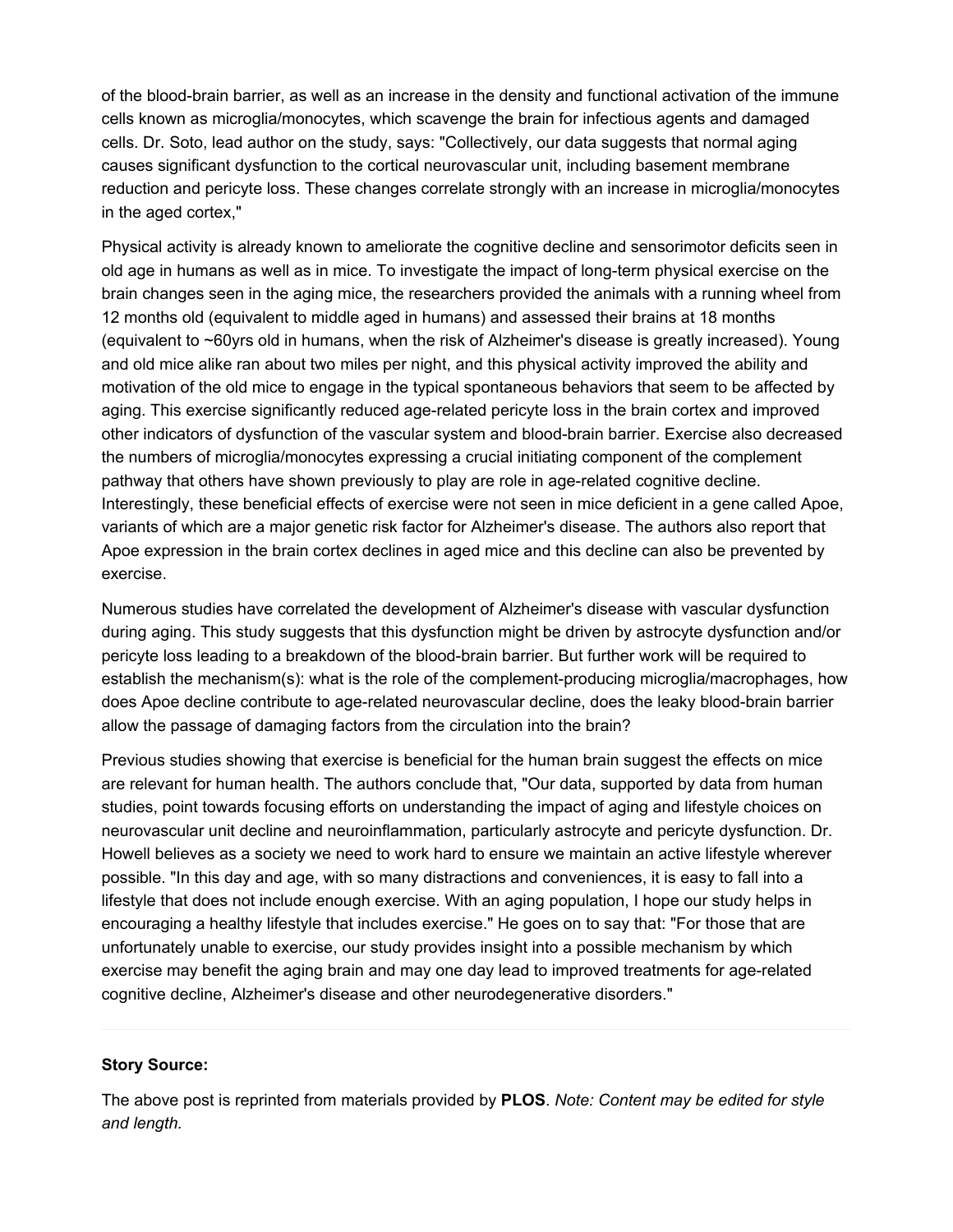of the blood-brain barrier, as well as an increase in the density and functional activation of the immune cells known as microglia/monocytes, which scavenge the brain for infectious agents and damaged cells. Dr. Soto, lead author on the study, says: "Collectively, our data suggests that normal aging causes significant dysfunction to the cortical neurovascular unit, including basement membrane reduction and pericyte loss. These changes correlate strongly with an increase in microglia/monocytes in the aged cortex,"

Physical activity is already known to ameliorate the cognitive decline and sensorimotor deficits seen in old age in humans as well as in mice. To investigate the impact of long-term physical exercise on the brain changes seen in the aging mice, the researchers provided the animals with a running wheel from 12 months old (equivalent to middle aged in humans) and assessed their brains at 18 months (equivalent to ~60yrs old in humans, when the risk of Alzheimer's disease is greatly increased). Young and old mice alike ran about two miles per night, and this physical activity improved the ability and motivation of the old mice to engage in the typical spontaneous behaviors that seem to be affected by aging. This exercise significantly reduced age-related pericyte loss in the brain cortex and improved other indicators of dysfunction of the vascular system and blood-brain barrier. Exercise also decreased the numbers of microglia/monocytes expressing a crucial initiating component of the complement pathway that others have shown previously to play are role in age-related cognitive decline. Interestingly, these beneficial effects of exercise were not seen in mice deficient in a gene called Apoe, variants of which are a major genetic risk factor for Alzheimer's disease. The authors also report that Apoe expression in the brain cortex declines in aged mice and this decline can also be prevented by exercise.

Numerous studies have correlated the development of Alzheimer's disease with vascular dysfunction during aging. This study suggests that this dysfunction might be driven by astrocyte dysfunction and/or pericyte loss leading to a breakdown of the blood-brain barrier. But further work will be required to establish the mechanism(s): what is the role of the complement-producing microglia/macrophages, how does Apoe decline contribute to age-related neurovascular decline, does the leaky blood-brain barrier allow the passage of damaging factors from the circulation into the brain?

Previous studies showing that exercise is beneficial for the human brain suggest the effects on mice are relevant for human health. The authors conclude that, "Our data, supported by data from human studies, point towards focusing efforts on understanding the impact of aging and lifestyle choices on neurovascular unit decline and neuroinflammation, particularly astrocyte and pericyte dysfunction. Dr. Howell believes as a society we need to work hard to ensure we maintain an active lifestyle wherever possible. "In this day and age, with so many distractions and conveniences, it is easy to fall into a lifestyle that does not include enough exercise. With an aging population, I hope our study helps in encouraging a healthy lifestyle that includes exercise." He goes on to say that: "For those that are unfortunately unable to exercise, our study provides insight into a possible mechanism by which exercise may benefit the aging brain and may one day lead to improved treatments for age-related cognitive decline, Alzheimer's disease and other neurodegenerative disorders."

---

**Story Source:**

The above post is reprinted from materials provided by **PLOS**. *Note: Content may be edited for style and length.*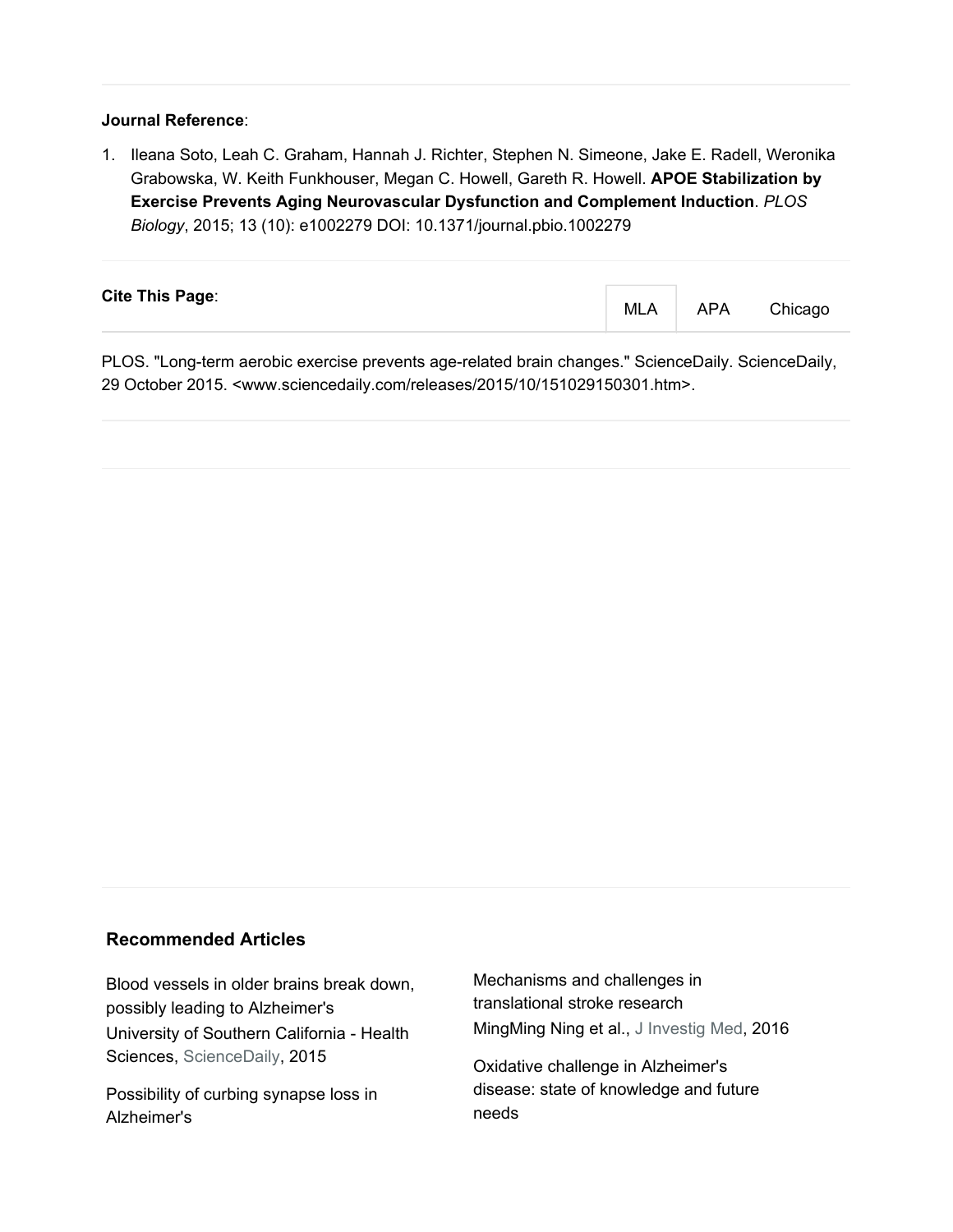**Journal Reference**:

1. Ileana Soto, Leah C. Graham, Hannah J. Richter, Stephen N. Simeone, Jake E. Radell, Weronika Grabowska, W. Keith Funkhouser, Megan C. Howell, Gareth R. Howell. **APOE Stabilization by Exercise Prevents Aging Neurovascular Dysfunction and Complement Induction**. *PLOS Biology*, 2015; 13 (10): e1002279 DOI: 10.1371/journal.pbio.1002279

**Cite This Page**:

MLA APA Chicago

PLOS. "Long-term aerobic exercise prevents age-related brain changes." ScienceDaily. ScienceDaily, 29 October 2015. <www.sciencedaily.com/releases/2015/10/151029150301.htm>.

### Recommended Articles

Blood vessels in older brains break down, possibly leading to Alzheimer's
University of Southern California - Health Sciences, ScienceDaily, 2015

Possibility of curbing synapse loss in Alzheimer's

Mechanisms and challenges in translational stroke research
MingMing Ning et al., J Investig Med, 2016

Oxidative challenge in Alzheimer's disease: state of knowledge and future needs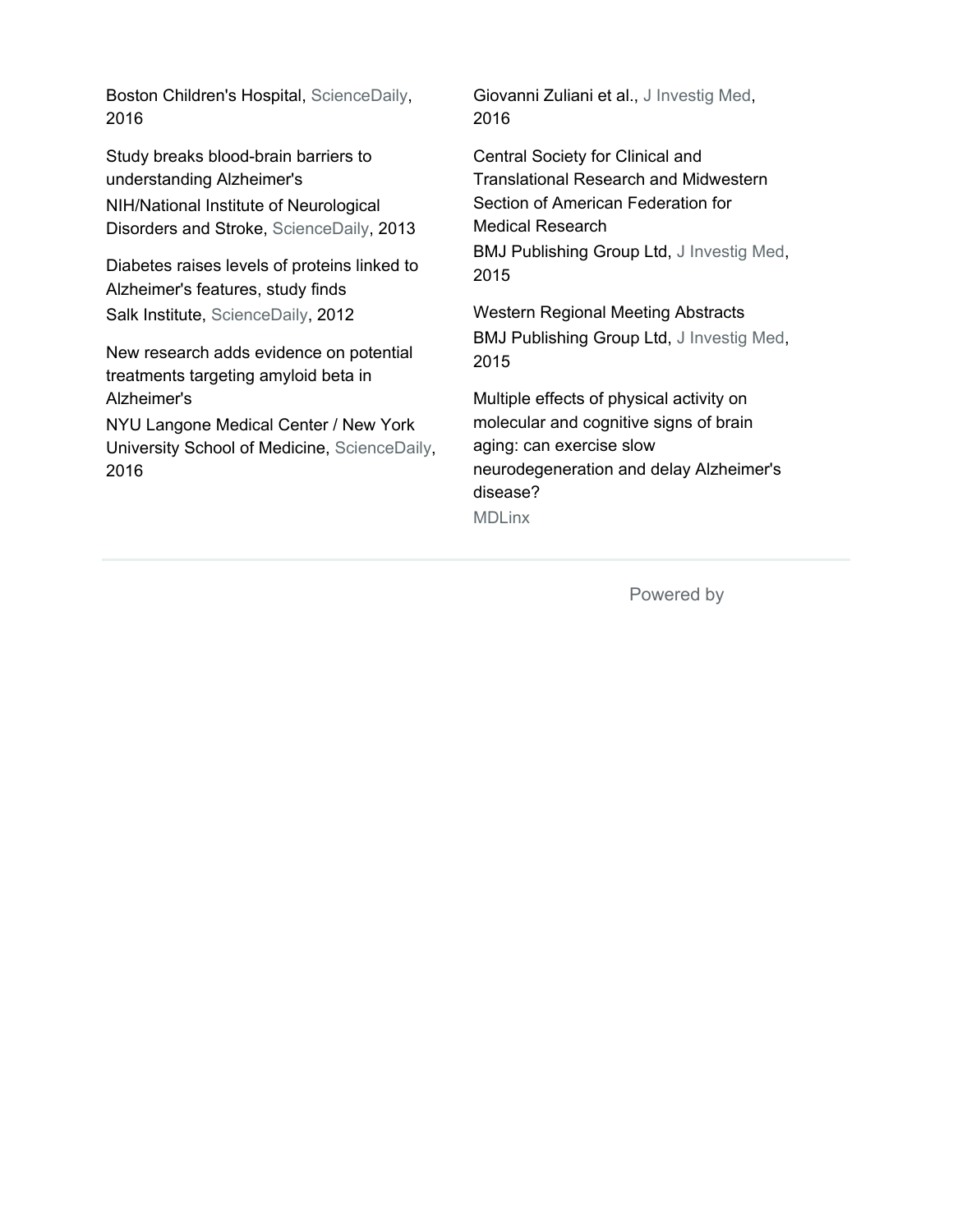Boston Children's Hospital, ScienceDaily, 2016

Study breaks blood-brain barriers to understanding Alzheimer's
NIH/National Institute of Neurological Disorders and Stroke, ScienceDaily, 2013

Diabetes raises levels of proteins linked to Alzheimer's features, study finds
Salk Institute, ScienceDaily, 2012

New research adds evidence on potential treatments targeting amyloid beta in Alzheimer's
NYU Langone Medical Center / New York University School of Medicine, ScienceDaily, 2016

Giovanni Zuliani et al., J Investig Med, 2016

Central Society for Clinical and Translational Research and Midwestern Section of American Federation for Medical Research
BMJ Publishing Group Ltd, J Investig Med, 2015

Western Regional Meeting Abstracts
BMJ Publishing Group Ltd, J Investig Med, 2015

Multiple effects of physical activity on molecular and cognitive signs of brain aging: can exercise slow neurodegeneration and delay Alzheimer's disease?
MDLinx

Powered by